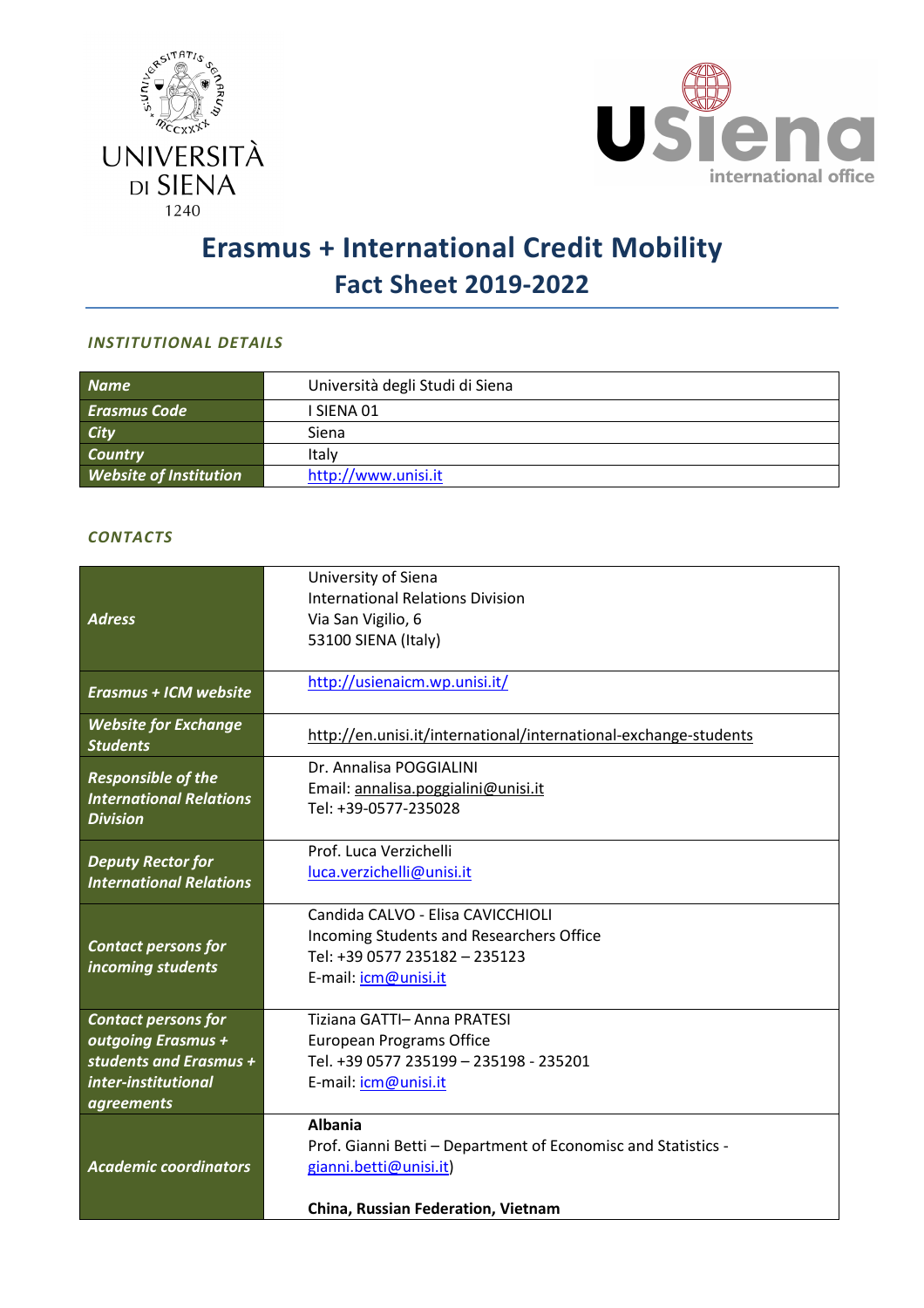UNIVERSITÀ DI SIENA 1240

USiena international office

# Erasmus + International Credit Mobility
## Fact Sheet 2019-2022

### *INSTITUTIONAL DETAILS*

| | |
|---|---|
| ***Name*** | Università degli Studi di Siena |
| ***Erasmus Code*** | I SIENA 01 |
| ***City*** | Siena |
| ***Country*** | Italy |
| ***Website of Institution*** | http://www.unisi.it |

### *CONTACTS*

| | |
|---|---|
| ***Adress*** | University of Siena<br>International Relations Division<br>Via San Vigilio, 6<br>53100 SIENA (Italy) |
| ***Erasmus + ICM website*** | http://usienaicm.wp.unisi.it/ |
| ***Website for Exchange Students*** | http://en.unisi.it/international/international-exchange-students |
| ***Responsible of the International Relations Division*** | Dr. Annalisa POGGIALINI<br>Email: annalisa.poggialini@unisi.it<br>Tel: +39-0577-235028 |
| ***Deputy Rector for International Relations*** | Prof. Luca Verzichelli<br>luca.verzichelli@unisi.it |
| ***Contact persons for incoming students*** | Candida CALVO - Elisa CAVICCHIOLI<br>Incoming Students and Researchers Office<br>Tel: +39 0577 235182 – 235123<br>E-mail: icm@unisi.it |
| ***Contact persons for outgoing Erasmus + students and Erasmus + inter-institutional agreements*** | Tiziana GATTI– Anna PRATESI<br>European Programs Office<br>Tel. +39 0577 235199 – 235198 - 235201<br>E-mail: icm@unisi.it |
| ***Academic coordinators*** | **Albania**<br>Prof. Gianni Betti – Department of Economisc and Statistics - gianni.betti@unisi.it)<br><br>**China, Russian Federation, Vietnam** |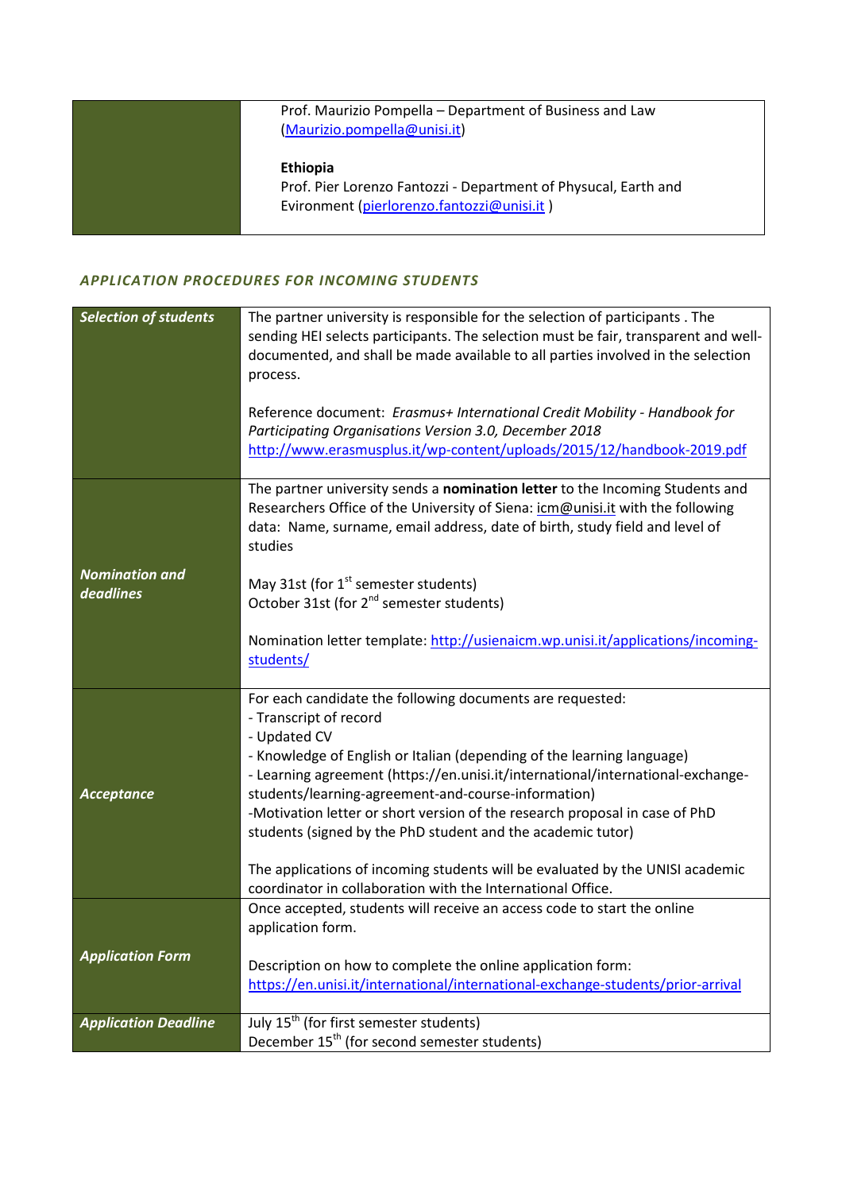| | |
|---|---|
| | Prof. Maurizio Pompella – Department of Business and Law ([Maurizio.pompella@unisi.it](mailto:Maurizio.pompella@unisi.it))<br><br>**Ethiopia**<br>Prof. Pier Lorenzo Fantozzi - Department of Physucal, Earth and Evironment ([pierlorenzo.fantozzi@unisi.it](mailto:pierlorenzo.fantozzi@unisi.it) ) |

### *APPLICATION PROCEDURES FOR INCOMING STUDENTS*

| | |
|---|---|
| ***Selection of students*** | The partner university is responsible for the selection of participants . The sending HEI selects participants. The selection must be fair, transparent and well-documented, and shall be made available to all parties involved in the selection process.<br><br>Reference document: *Erasmus+ International Credit Mobility - Handbook for Participating Organisations Version 3.0, December 2018*<br>http://www.erasmusplus.it/wp-content/uploads/2015/12/handbook-2019.pdf |
| ***Nomination and deadlines*** | The partner university sends a **nomination letter** to the Incoming Students and Researchers Office of the University of Siena: icm@unisi.it with the following data: Name, surname, email address, date of birth, study field and level of studies<br><br>May 31st (for 1st semester students)<br>October 31st (for 2nd semester students)<br><br>Nomination letter template: http://usienaicm.wp.unisi.it/applications/incoming-students/ |
| ***Acceptance*** | For each candidate the following documents are requested:<br>- Transcript of record<br>- Updated CV<br>- Knowledge of English or Italian (depending of the learning language)<br>- Learning agreement (https://en.unisi.it/international/international-exchange-students/learning-agreement-and-course-information)<br>-Motivation letter or short version of the research proposal in case of PhD students (signed by the PhD student and the academic tutor)<br><br>The applications of incoming students will be evaluated by the UNISI academic coordinator in collaboration with the International Office. |
| ***Application Form*** | Once accepted, students will receive an access code to start the online application form.<br><br>Description on how to complete the online application form:<br>https://en.unisi.it/international/international-exchange-students/prior-arrival |
| ***Application Deadline*** | July 15th (for first semester students)<br>December 15th (for second semester students) |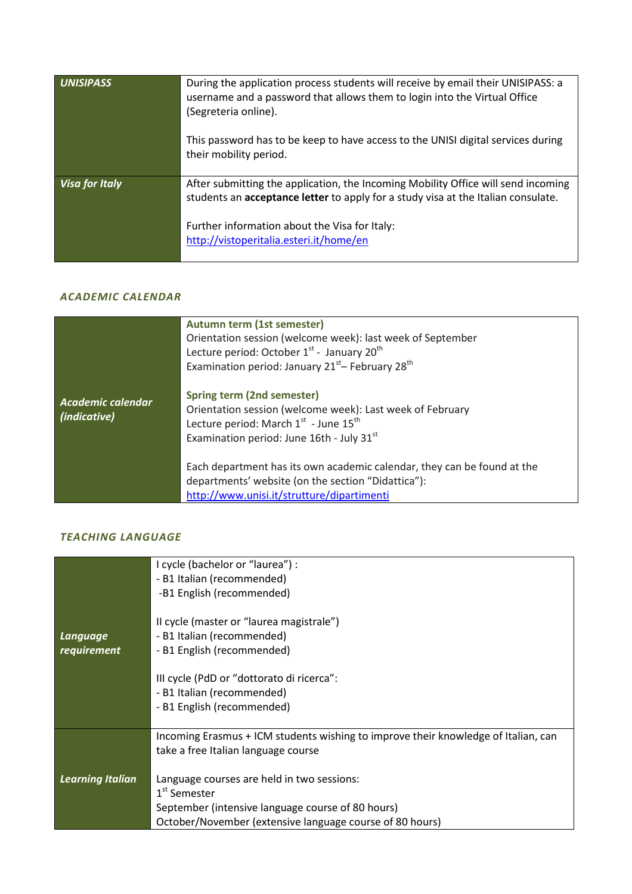| UNISIPASS | During the application process students will receive by email their UNISIPASS: a username and a password that allows them to login into the Virtual Office (Segreteria online).<br><br>This password has to be keep to have access to the UNISI digital services during their mobility period. |
|---|---|
| *Visa for Italy* | After submitting the application, the Incoming Mobility Office will send incoming students an **acceptance letter** to apply for a study visa at the Italian consulate.<br><br>Further information about the Visa for Italy:<br>http://vistoperitalia.esteri.it/home/en |

### ACADEMIC CALENDAR

| *Academic calendar (indicative)* | **Autumn term (1st semester)**<br>Orientation session (welcome week): last week of September<br>Lecture period: October 1st - January 20th<br>Examination period: January 21st– February 28th<br><br>**Spring term (2nd semester)**<br>Orientation session (welcome week): Last week of February<br>Lecture period: March 1st - June 15th<br>Examination period: June 16th - July 31st<br><br>Each department has its own academic calendar, they can be found at the departments' website (on the section "Didattica"):<br>http://www.unisi.it/strutture/dipartimenti |
|---|---|

### TEACHING LANGUAGE

| *Language requirement* | I cycle (bachelor or "laurea") :<br>- B1 Italian (recommended)<br>-B1 English (recommended)<br><br>II cycle (master or "laurea magistrale")<br>- B1 Italian (recommended)<br>- B1 English (recommended)<br><br>III cycle (PdD or "dottorato di ricerca":<br>- B1 Italian (recommended)<br>- B1 English (recommended) |
|---|---|
| *Learning Italian* | Incoming Erasmus + ICM students wishing to improve their knowledge of Italian, can take a free Italian language course<br><br>Language courses are held in two sessions:<br>1st Semester<br>September (intensive language course of 80 hours)<br>October/November (extensive language course of 80 hours) |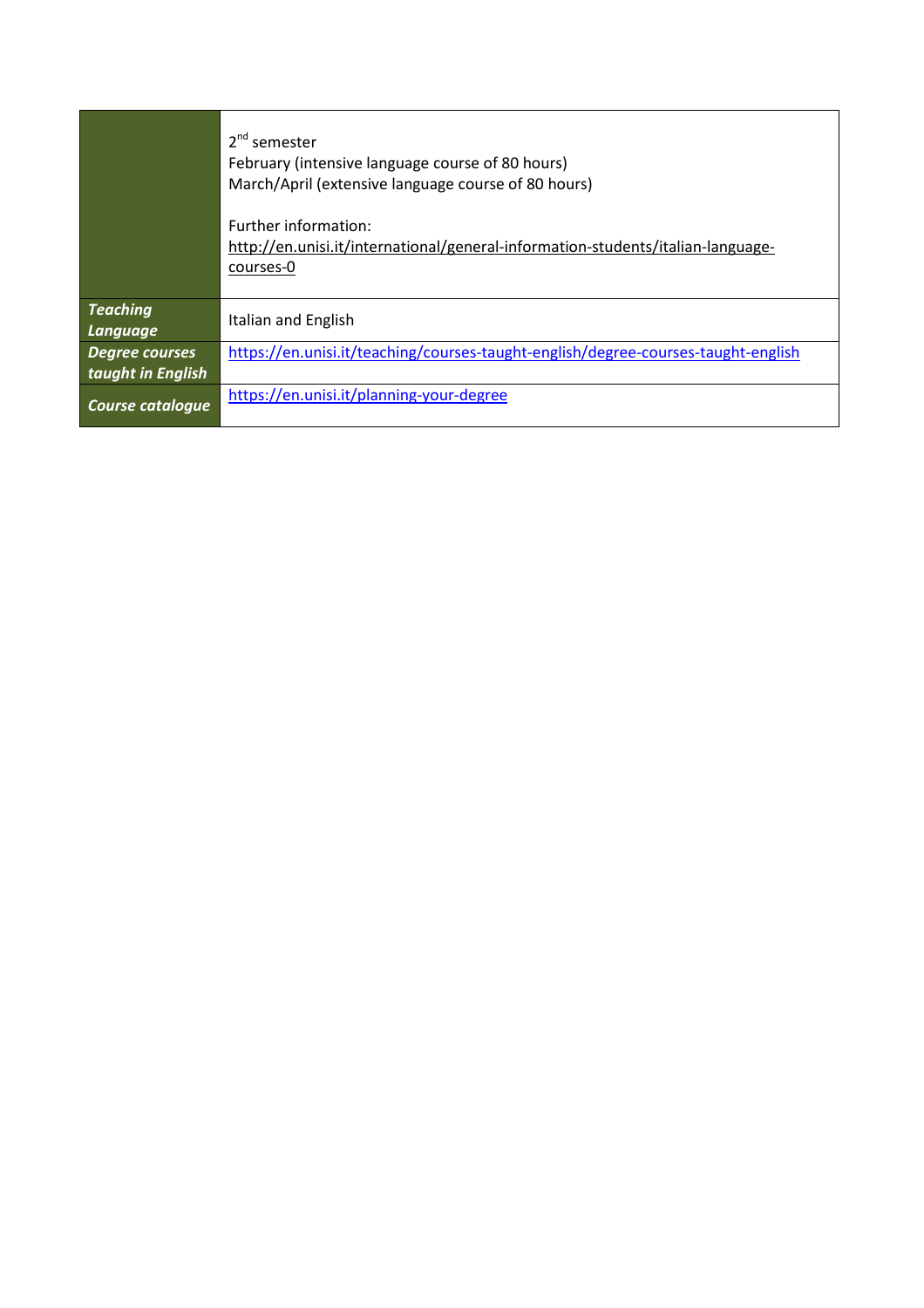| | |
|---|---|
| | 2nd semester<br>February (intensive language course of 80 hours)<br>March/April (extensive language course of 80 hours)<br><br>Further information:<br>http://en.unisi.it/international/general-information-students/italian-language-courses-0 |
| ***Teaching Language*** | Italian and English |
| ***Degree courses taught in English*** | https://en.unisi.it/teaching/courses-taught-english/degree-courses-taught-english |
| ***Course catalogue*** | https://en.unisi.it/planning-your-degree |